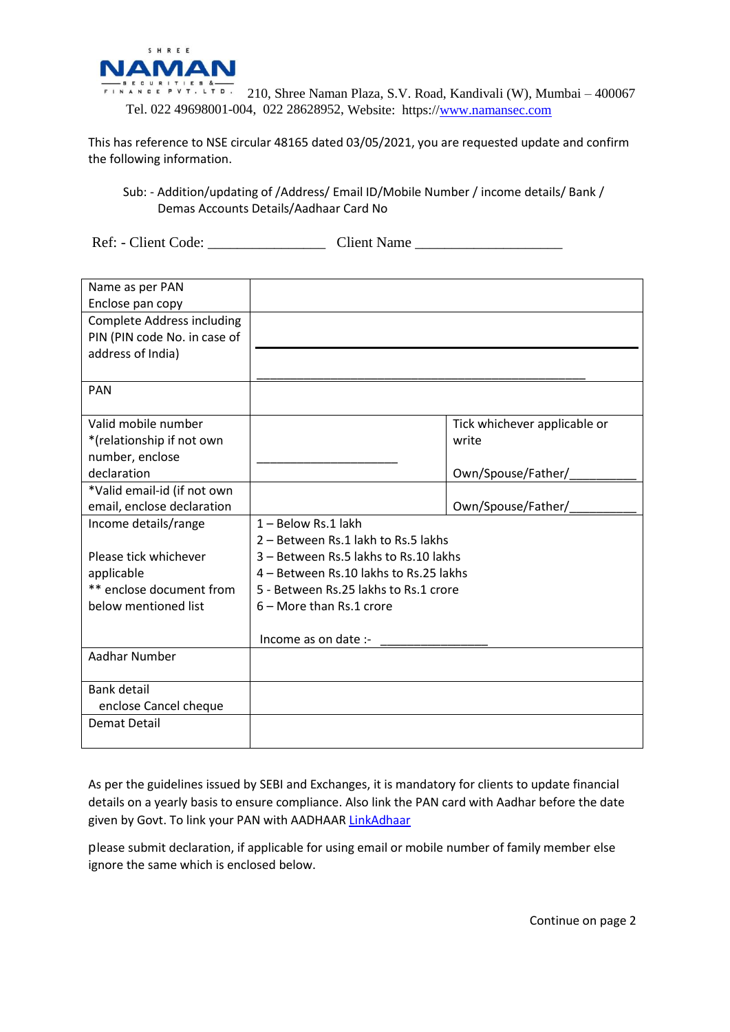SHREE NAMAN SECURITIES & FINANCE PVT. LTD.

210, Shree Naman Plaza, S.V. Road, Kandivali (W), Mumbai – 400067
Tel. 022 49698001-004, 022 28628952, Website: https://www.namansec.com

This has reference to NSE circular 48165 dated 03/05/2021, you are requested update and confirm the following information.

Sub: - Addition/updating of /Address/ Email ID/Mobile Number / income details/ Bank / Demas Accounts Details/Aadhaar Card No

Ref: - Client Code: ________________ Client Name ____________________

| | | |
|---|---|---|
| Name as per PAN<br>Enclose pan copy | | |
| Complete Address including PIN (PIN code No. in case of address of India) | ______________________________<br>______________________________ | |
| PAN | | |
| Valid mobile number *(relationship if not own number, enclose declaration | ____________________ | Tick whichever applicable or write<br>Own/Spouse/Father/__________ |
| *Valid email-id (if not own email, enclose declaration | | Own/Spouse/Father/__________ |
| Income details/range<br>Please tick whichever applicable<br>** enclose document from below mentioned list | 1 – Below Rs.1 lakh<br>2 – Between Rs.1 lakh to Rs.5 lakhs<br>3 – Between Rs.5 lakhs to Rs.10 lakhs<br>4 – Between Rs.10 lakhs to Rs.25 lakhs<br>5 - Between Rs.25 lakhs to Rs.1 crore<br>6 – More than Rs.1 crore<br>Income as on date :- ________________ | |
| Aadhar Number | | |
| Bank detail<br>enclose Cancel cheque | | |
| Demat Detail | | |

As per the guidelines issued by SEBI and Exchanges, it is mandatory for clients to update financial details on a yearly basis to ensure compliance. Also link the PAN card with Aadhar before the date given by Govt. To link your PAN with AADHAAR LinkAdhaar

please submit declaration, if applicable for using email or mobile number of family member else ignore the same which is enclosed below.

Continue on page 2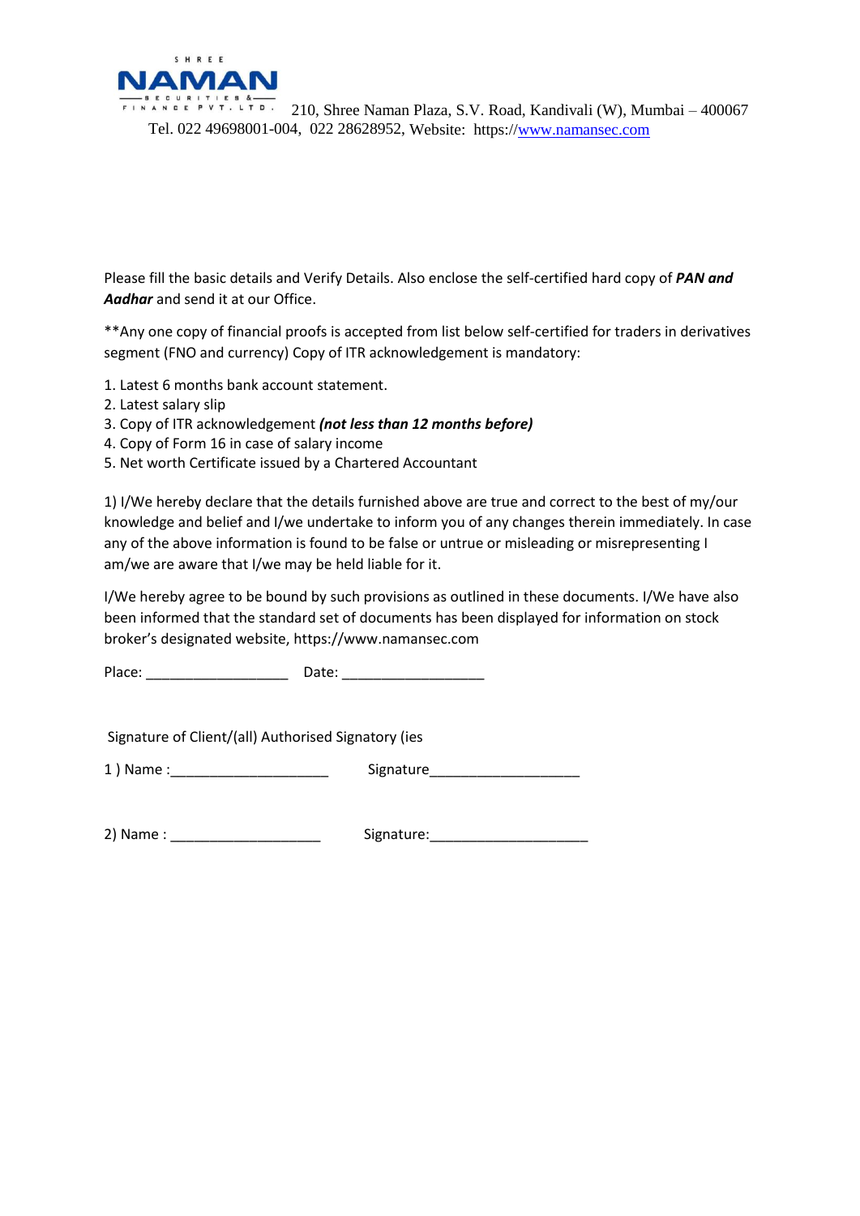SHREE NAMAN SECURITIES & FINANCE PVT. LTD. 210, Shree Naman Plaza, S.V. Road, Kandivali (W), Mumbai – 400067
Tel. 022 49698001-004, 022 28628952, Website: https://www.namansec.com

Please fill the basic details and Verify Details. Also enclose the self-certified hard copy of ***PAN and Aadhar*** and send it at our Office.

**Any one copy of financial proofs is accepted from list below self-certified for traders in derivatives segment (FNO and currency) Copy of ITR acknowledgement is mandatory:

1. Latest 6 months bank account statement.
2. Latest salary slip
3. Copy of ITR acknowledgement ***(not less than 12 months before)***
4. Copy of Form 16 in case of salary income
5. Net worth Certificate issued by a Chartered Accountant

1) I/We hereby declare that the details furnished above are true and correct to the best of my/our knowledge and belief and I/we undertake to inform you of any changes therein immediately. In case any of the above information is found to be false or untrue or misleading or misrepresenting I am/we are aware that I/we may be held liable for it.

I/We hereby agree to be bound by such provisions as outlined in these documents. I/We have also been informed that the standard set of documents has been displayed for information on stock broker's designated website, https://www.namansec.com

Place: __________________ Date: __________________

Signature of Client/(all) Authorised Signatory (ies

1 ) Name :____________________ Signature___________________

2) Name : ___________________ Signature:____________________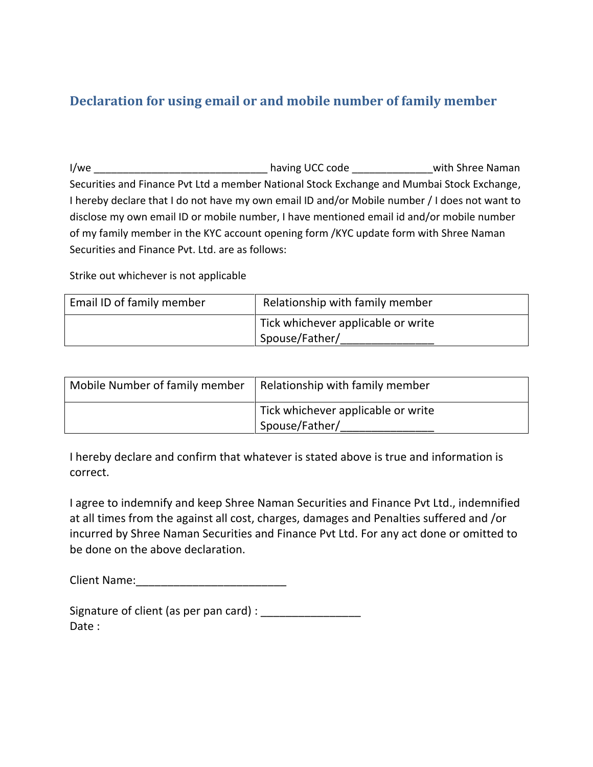## Declaration for using email or and mobile number of family member

I/we ______________________________ having UCC code ______________with Shree Naman Securities and Finance Pvt Ltd a member National Stock Exchange and Mumbai Stock Exchange, I hereby declare that I do not have my own email ID and/or Mobile number / I does not want to disclose my own email ID or mobile number, I have mentioned email id and/or mobile number of my family member in the KYC account opening form /KYC update form with Shree Naman Securities and Finance Pvt. Ltd. are as follows:

Strike out whichever is not applicable

| Email ID of family member | Relationship with family member |
|---|---|
| | Tick whichever applicable or write Spouse/Father/_______________ |

| Mobile Number of family member | Relationship with family member |
|---|---|
| | Tick whichever applicable or write Spouse/Father/_______________ |

I hereby declare and confirm that whatever is stated above is true and information is correct.

I agree to indemnify and keep Shree Naman Securities and Finance Pvt Ltd., indemnified at all times from the against all cost, charges, damages and Penalties suffered and /or incurred by Shree Naman Securities and Finance Pvt Ltd. For any act done or omitted to be done on the above declaration.

Client Name:________________________

Signature of client (as per pan card) : ________________

Date :